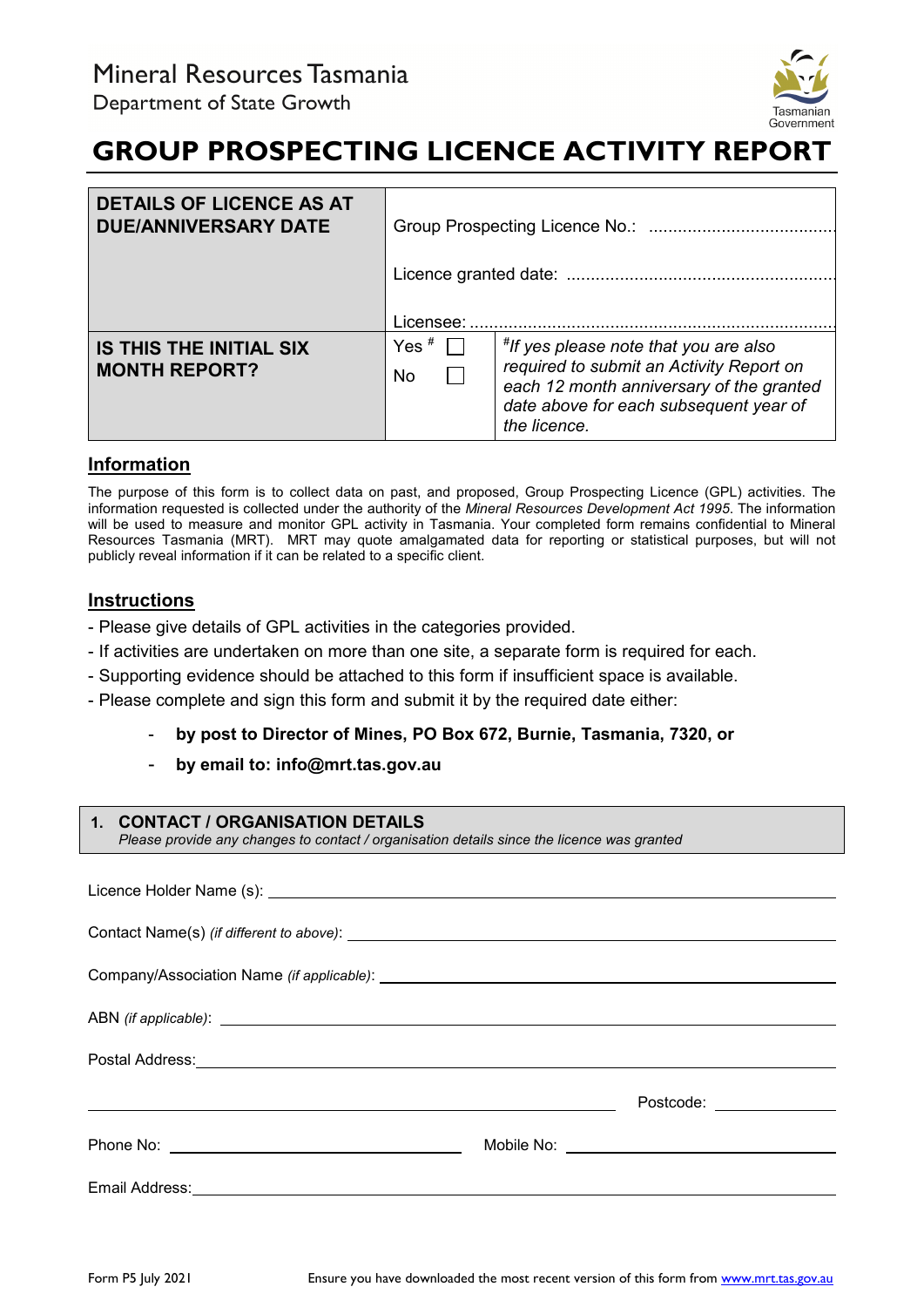Mineral Resources Tasmania
Department of State Growth

Tasmanian Government

# GROUP PROSPECTING LICENCE ACTIVITY REPORT

| **DETAILS OF LICENCE AS AT DUE/ANNIVERSARY DATE** | Group Prospecting Licence No.: ...................................... | |
|---|---|---|
| | Licence granted date: ...................................................... | |
| | Licensee: .......................................................................... | |
| **IS THIS THE INITIAL SIX MONTH REPORT?** | Yes [#] ☐ No ☐ | *[#]If yes please note that you are also required to submit an Activity Report on each 12 month anniversary of the granted date above for each subsequent year of the licence.* |

## Information

The purpose of this form is to collect data on past, and proposed, Group Prospecting Licence (GPL) activities. The information requested is collected under the authority of the *Mineral Resources Development Act 1995*. The information will be used to measure and monitor GPL activity in Tasmania. Your completed form remains confidential to Mineral Resources Tasmania (MRT). MRT may quote amalgamated data for reporting or statistical purposes, but will not publicly reveal information if it can be related to a specific client.

## Instructions

- Please give details of GPL activities in the categories provided.
- If activities are undertaken on more than one site, a separate form is required for each.
- Supporting evidence should be attached to this form if insufficient space is available.
- Please complete and sign this form and submit it by the required date either:
  - **by post to Director of Mines, PO Box 672, Burnie, Tasmania, 7320, or**
  - **by email to: info@mrt.tas.gov.au**

## 1. CONTACT / ORGANISATION DETAILS

*Please provide any changes to contact / organisation details since the licence was granted*

Licence Holder Name (s): ______________________________

Contact Name(s) *(if different to above)*: ______________________________

Company/Association Name *(if applicable)*: ______________________________

ABN *(if applicable)*: ______________________________

Postal Address: ______________________________

______________________________ Postcode: __________

Phone No: ____________________ Mobile No: ____________________

Email Address: ______________________________

Form P5 July 2021 Ensure you have downloaded the most recent version of this form from www.mrt.tas.gov.au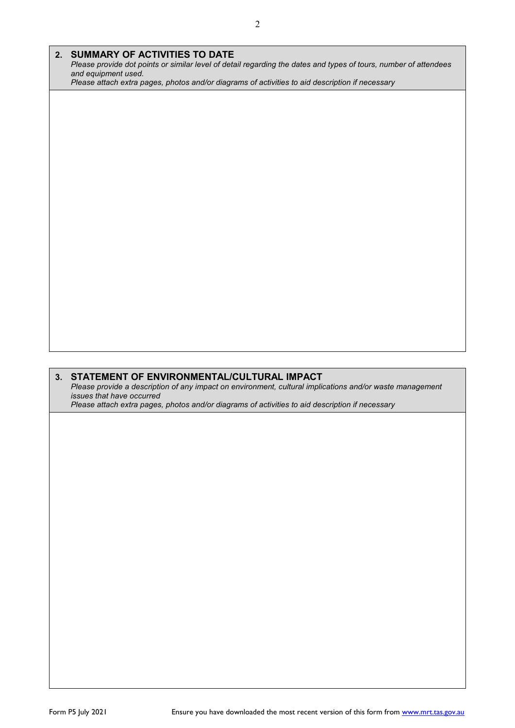## 2. SUMMARY OF ACTIVITIES TO DATE

*Please provide dot points or similar level of detail regarding the dates and types of tours, number of attendees and equipment used.*

*Please attach extra pages, photos and/or diagrams of activities to aid description if necessary*

## 3. STATEMENT OF ENVIRONMENTAL/CULTURAL IMPACT

*Please provide a description of any impact on environment, cultural implications and/or waste management issues that have occurred*

*Please attach extra pages, photos and/or diagrams of activities to aid description if necessary*

Form P5 July 2021 Ensure you have downloaded the most recent version of this form from [www.mrt.tas.gov.au](http://www.mrt.tas.gov.au)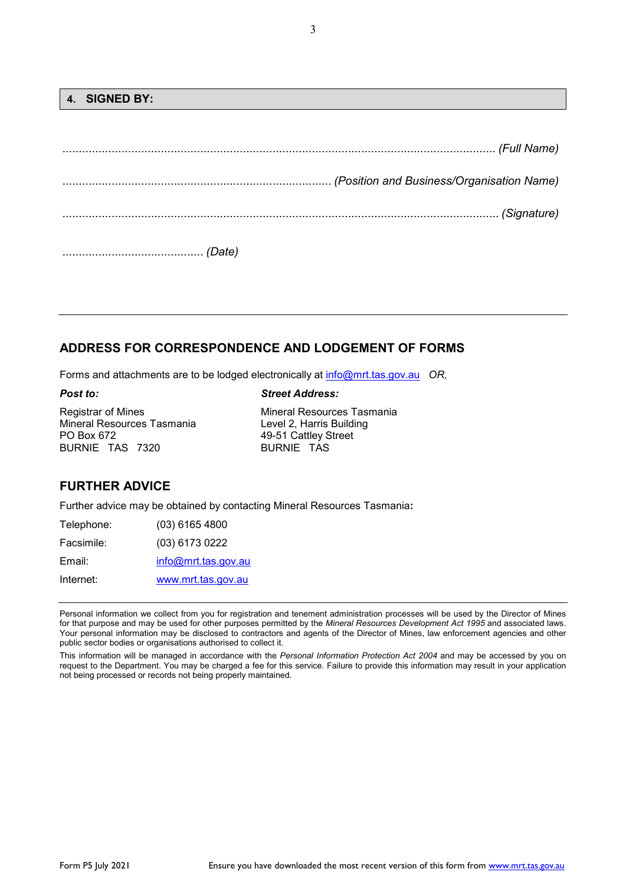## 4. SIGNED BY:

.................................................................................................................................. *(Full Name)*

.................................................................................. *(Position and Business/Organisation Name)*

.................................................................................................................................. *(Signature)*

........................................... *(Date)*

---

## ADDRESS FOR CORRESPONDENCE AND LODGEMENT OF FORMS

Forms and attachments are to be lodged electronically at info@mrt.tas.gov.au *OR,*

***Post to:***

Registrar of Mines
Mineral Resources Tasmania
PO Box 672
BURNIE TAS 7320

***Street Address:***

Mineral Resources Tasmania
Level 2, Harris Building
49-51 Cattley Street
BURNIE TAS

## FURTHER ADVICE

Further advice may be obtained by contacting Mineral Resources Tasmania**:**

| | |
|---|---|
| Telephone: | (03) 6165 4800 |
| Facsimile: | (03) 6173 0222 |
| Email: | info@mrt.tas.gov.au |
| Internet: | www.mrt.tas.gov.au |

---

Personal information we collect from you for registration and tenement administration processes will be used by the Director of Mines for that purpose and may be used for other purposes permitted by the *Mineral Resources Development Act 1995* and associated laws. Your personal information may be disclosed to contractors and agents of the Director of Mines, law enforcement agencies and other public sector bodies or organisations authorised to collect it.

This information will be managed in accordance with the *Personal Information Protection Act 2004* and may be accessed by you on request to the Department. You may be charged a fee for this service. Failure to provide this information may result in your application not being processed or records not being properly maintained.

Form P5 July 2021 Ensure you have downloaded the most recent version of this form from www.mrt.tas.gov.au